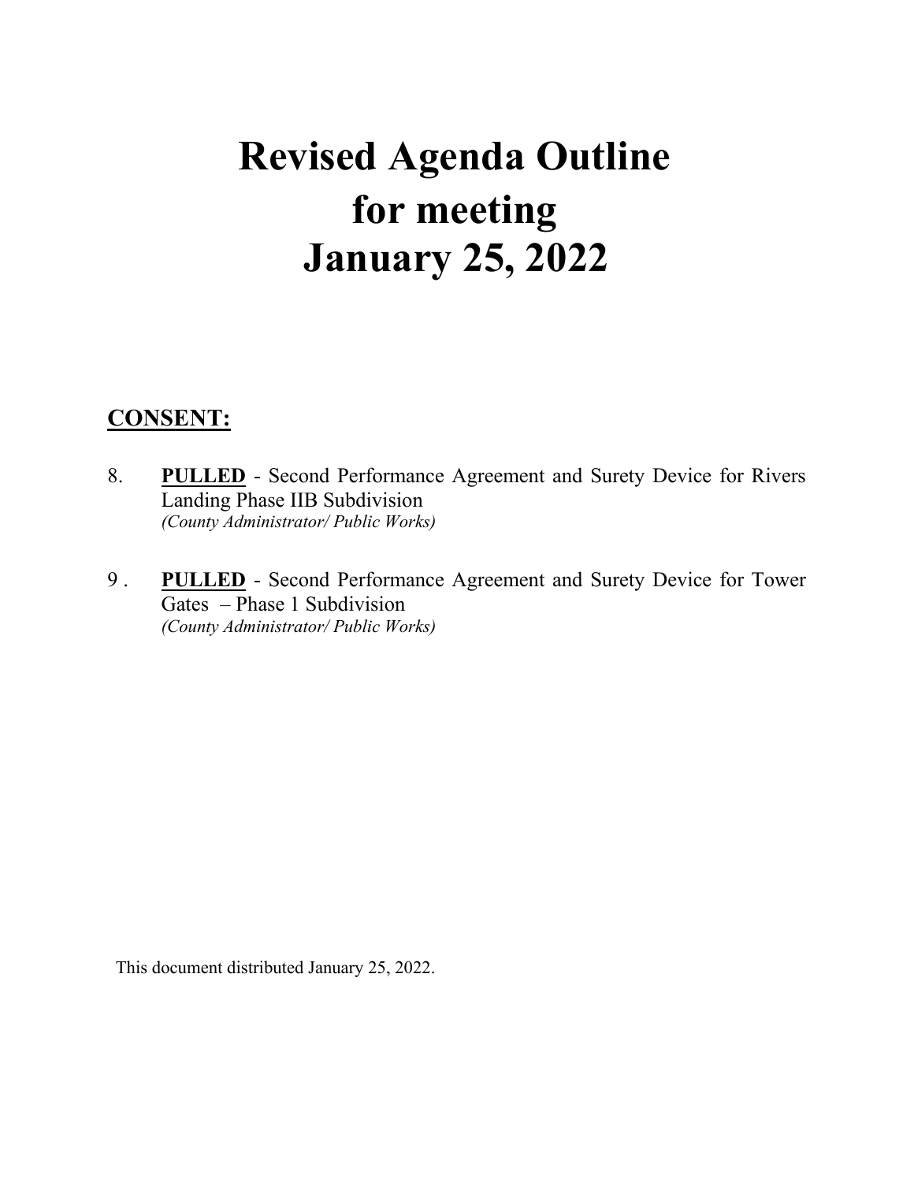# Revised Agenda Outline for meeting January 25, 2022

## CONSENT:

8. **PULLED** - Second Performance Agreement and Surety Device for Rivers Landing Phase IIB Subdivision
   *(County Administrator/ Public Works)*

9 . **PULLED** - Second Performance Agreement and Surety Device for Tower Gates – Phase 1 Subdivision
   *(County Administrator/ Public Works)*

This document distributed January 25, 2022.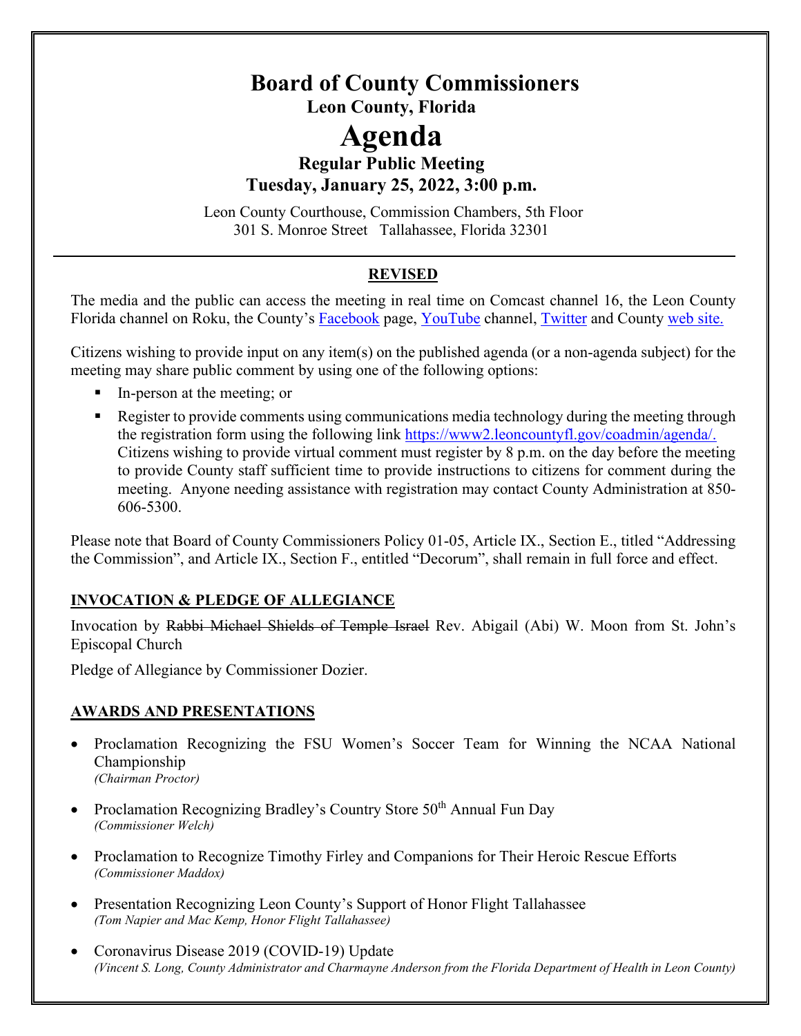# Board of County Commissioners

**Leon County, Florida**

# Agenda

**Regular Public Meeting**

**Tuesday, January 25, 2022, 3:00 p.m.**

Leon County Courthouse, Commission Chambers, 5th Floor
301 S. Monroe Street Tallahassee, Florida 32301

---

**REVISED**

The media and the public can access the meeting in real time on Comcast channel 16, the Leon County Florida channel on Roku, the County's Facebook page, YouTube channel, Twitter and County web site.

Citizens wishing to provide input on any item(s) on the published agenda (or a non-agenda subject) for the meeting may share public comment by using one of the following options:

- In-person at the meeting; or
- Register to provide comments using communications media technology during the meeting through the registration form using the following link https://www2.leoncountyfl.gov/coadmin/agenda/. Citizens wishing to provide virtual comment must register by 8 p.m. on the day before the meeting to provide County staff sufficient time to provide instructions to citizens for comment during the meeting. Anyone needing assistance with registration may contact County Administration at 850-606-5300.

Please note that Board of County Commissioners Policy 01-05, Article IX., Section E., titled "Addressing the Commission", and Article IX., Section F., entitled "Decorum", shall remain in full force and effect.

## INVOCATION & PLEDGE OF ALLEGIANCE

Invocation by ~~Rabbi Michael Shields of Temple Israel~~ Rev. Abigail (Abi) W. Moon from St. John's Episcopal Church

Pledge of Allegiance by Commissioner Dozier.

## AWARDS AND PRESENTATIONS

- Proclamation Recognizing the FSU Women's Soccer Team for Winning the NCAA National Championship
  *(Chairman Proctor)*
- Proclamation Recognizing Bradley's Country Store 50th Annual Fun Day
  *(Commissioner Welch)*
- Proclamation to Recognize Timothy Firley and Companions for Their Heroic Rescue Efforts
  *(Commissioner Maddox)*
- Presentation Recognizing Leon County's Support of Honor Flight Tallahassee
  *(Tom Napier and Mac Kemp, Honor Flight Tallahassee)*
- Coronavirus Disease 2019 (COVID-19) Update
  *(Vincent S. Long, County Administrator and Charmayne Anderson from the Florida Department of Health in Leon County)*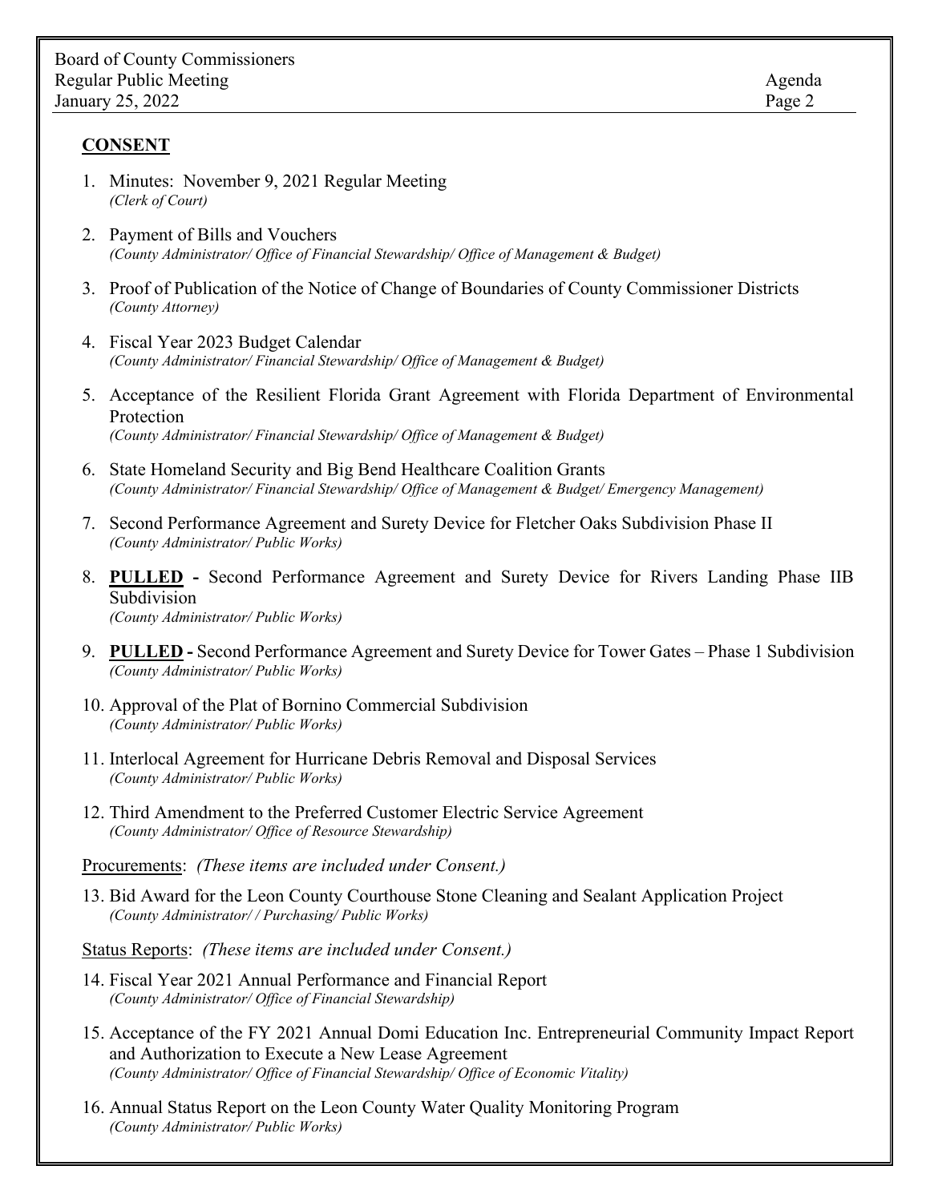## CONSENT

1. Minutes: November 9, 2021 Regular Meeting
   *(Clerk of Court)*

2. Payment of Bills and Vouchers
   *(County Administrator/ Office of Financial Stewardship/ Office of Management & Budget)*

3. Proof of Publication of the Notice of Change of Boundaries of County Commissioner Districts
   *(County Attorney)*

4. Fiscal Year 2023 Budget Calendar
   *(County Administrator/ Financial Stewardship/ Office of Management & Budget)*

5. Acceptance of the Resilient Florida Grant Agreement with Florida Department of Environmental Protection
   *(County Administrator/ Financial Stewardship/ Office of Management & Budget)*

6. State Homeland Security and Big Bend Healthcare Coalition Grants
   *(County Administrator/ Financial Stewardship/ Office of Management & Budget/ Emergency Management)*

7. Second Performance Agreement and Surety Device for Fletcher Oaks Subdivision Phase II
   *(County Administrator/ Public Works)*

8. **PULLED -** Second Performance Agreement and Surety Device for Rivers Landing Phase IIB Subdivision
   *(County Administrator/ Public Works)*

9. **PULLED -** Second Performance Agreement and Surety Device for Tower Gates – Phase 1 Subdivision
   *(County Administrator/ Public Works)*

10. Approval of the Plat of Bornino Commercial Subdivision
    *(County Administrator/ Public Works)*

11. Interlocal Agreement for Hurricane Debris Removal and Disposal Services
    *(County Administrator/ Public Works)*

12. Third Amendment to the Preferred Customer Electric Service Agreement
    *(County Administrator/ Office of Resource Stewardship)*

Procurements: *(These items are included under Consent.)*

13. Bid Award for the Leon County Courthouse Stone Cleaning and Sealant Application Project
    *(County Administrator/ / Purchasing/ Public Works)*

Status Reports: *(These items are included under Consent.)*

14. Fiscal Year 2021 Annual Performance and Financial Report
    *(County Administrator/ Office of Financial Stewardship)*

15. Acceptance of the FY 2021 Annual Domi Education Inc. Entrepreneurial Community Impact Report and Authorization to Execute a New Lease Agreement
    *(County Administrator/ Office of Financial Stewardship/ Office of Economic Vitality)*

16. Annual Status Report on the Leon County Water Quality Monitoring Program
    *(County Administrator/ Public Works)*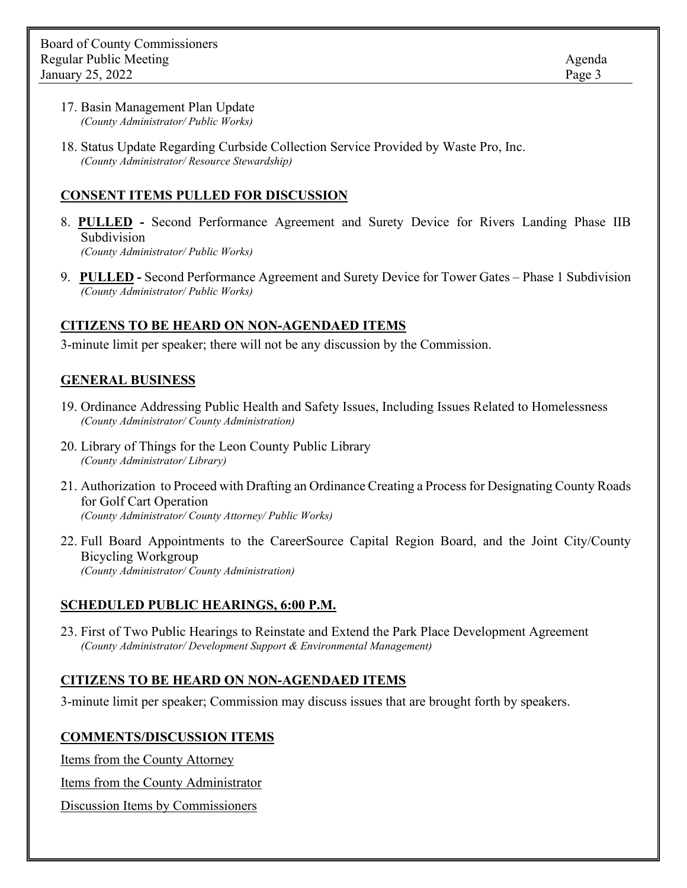17. Basin Management Plan Update
    *(County Administrator/ Public Works)*

18. Status Update Regarding Curbside Collection Service Provided by Waste Pro, Inc.
    *(County Administrator/ Resource Stewardship)*

## CONSENT ITEMS PULLED FOR DISCUSSION

8. **PULLED -** Second Performance Agreement and Surety Device for Rivers Landing Phase IIB Subdivision
   *(County Administrator/ Public Works)*

9. **PULLED -** Second Performance Agreement and Surety Device for Tower Gates – Phase 1 Subdivision
   *(County Administrator/ Public Works)*

## CITIZENS TO BE HEARD ON NON-AGENDAED ITEMS

3-minute limit per speaker; there will not be any discussion by the Commission.

## GENERAL BUSINESS

19. Ordinance Addressing Public Health and Safety Issues, Including Issues Related to Homelessness
    *(County Administrator/ County Administration)*

20. Library of Things for the Leon County Public Library
    *(County Administrator/ Library)*

21. Authorization to Proceed with Drafting an Ordinance Creating a Process for Designating County Roads for Golf Cart Operation
    *(County Administrator/ County Attorney/ Public Works)*

22. Full Board Appointments to the CareerSource Capital Region Board, and the Joint City/County Bicycling Workgroup
    *(County Administrator/ County Administration)*

## SCHEDULED PUBLIC HEARINGS, 6:00 P.M.

23. First of Two Public Hearings to Reinstate and Extend the Park Place Development Agreement
    *(County Administrator/ Development Support & Environmental Management)*

## CITIZENS TO BE HEARD ON NON-AGENDAED ITEMS

3-minute limit per speaker; Commission may discuss issues that are brought forth by speakers.

## COMMENTS/DISCUSSION ITEMS

Items from the County Attorney

Items from the County Administrator

Discussion Items by Commissioners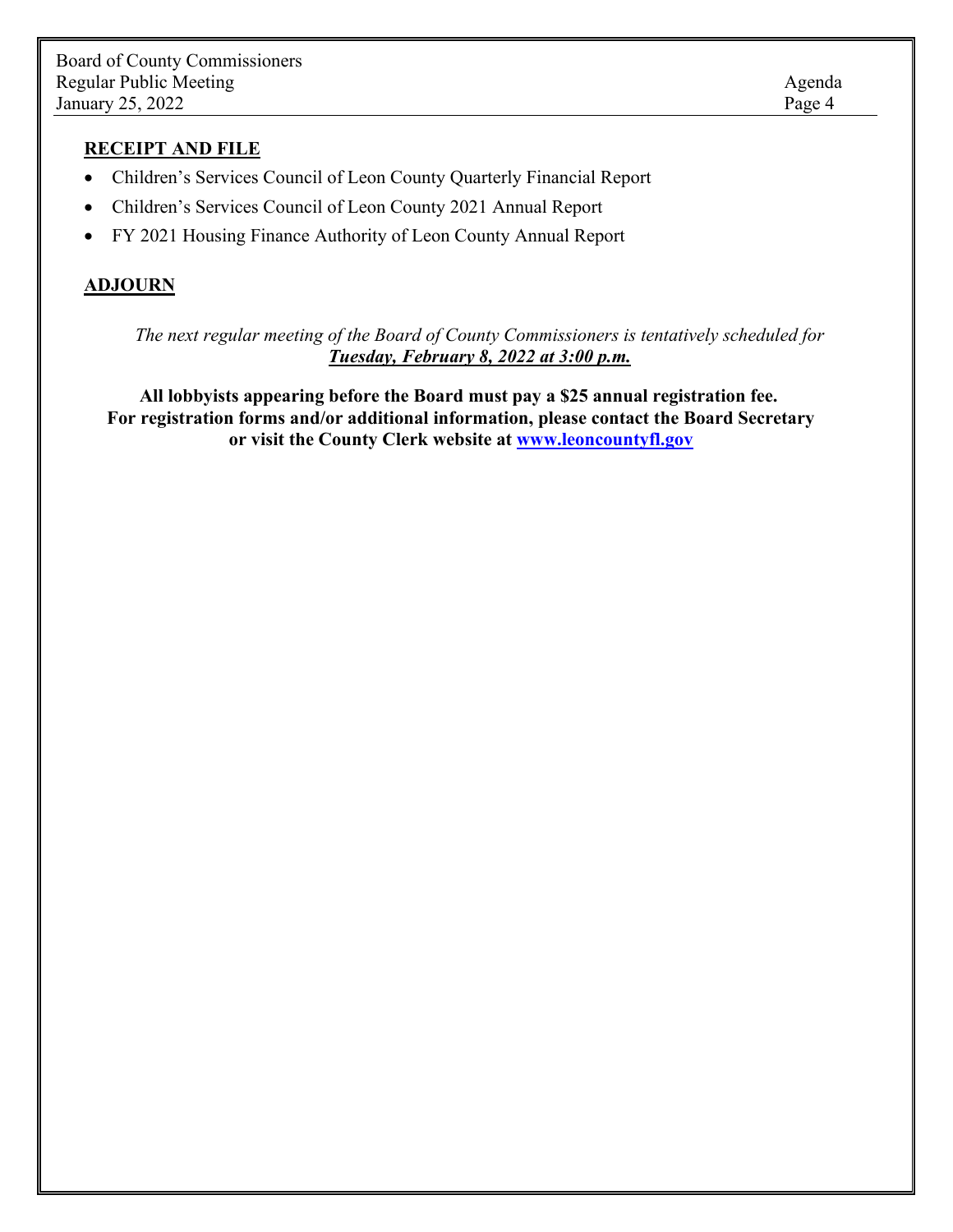## RECEIPT AND FILE

- Children's Services Council of Leon County Quarterly Financial Report
- Children's Services Council of Leon County 2021 Annual Report
- FY 2021 Housing Finance Authority of Leon County Annual Report

## ADJOURN

*The next regular meeting of the Board of County Commissioners is tentatively scheduled for* ***Tuesday, February 8, 2022 at 3:00 p.m.***

**All lobbyists appearing before the Board must pay a $25 annual registration fee. For registration forms and/or additional information, please contact the Board Secretary or visit the County Clerk website at [www.leoncountyfl.gov](http://www.leoncountyfl.gov)**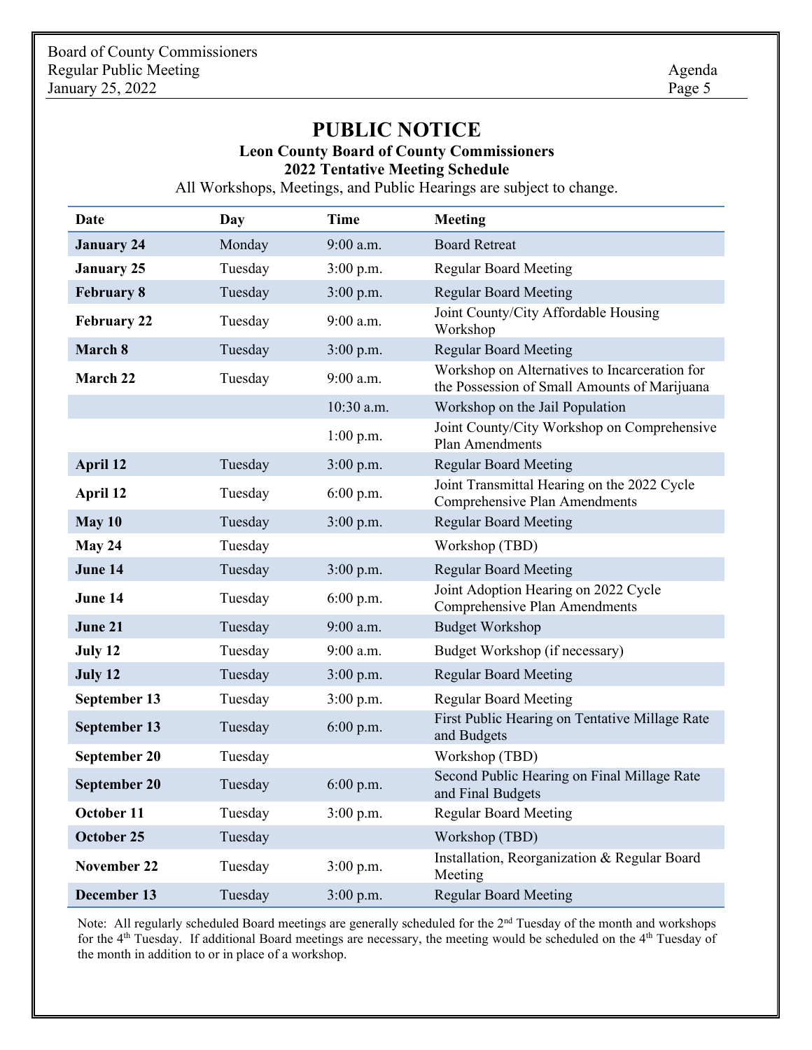# PUBLIC NOTICE

**Leon County Board of County Commissioners**
**2022 Tentative Meeting Schedule**

All Workshops, Meetings, and Public Hearings are subject to change.

| Date | Day | Time | Meeting |
|---|---|---|---|
| **January 24** | Monday | 9:00 a.m. | Board Retreat |
| **January 25** | Tuesday | 3:00 p.m. | Regular Board Meeting |
| **February 8** | Tuesday | 3:00 p.m. | Regular Board Meeting |
| **February 22** | Tuesday | 9:00 a.m. | Joint County/City Affordable Housing Workshop |
| **March 8** | Tuesday | 3:00 p.m. | Regular Board Meeting |
| **March 22** | Tuesday | 9:00 a.m. | Workshop on Alternatives to Incarceration for the Possession of Small Amounts of Marijuana |
| | | 10:30 a.m. | Workshop on the Jail Population |
| | | 1:00 p.m. | Joint County/City Workshop on Comprehensive Plan Amendments |
| **April 12** | Tuesday | 3:00 p.m. | Regular Board Meeting |
| **April 12** | Tuesday | 6:00 p.m. | Joint Transmittal Hearing on the 2022 Cycle Comprehensive Plan Amendments |
| **May 10** | Tuesday | 3:00 p.m. | Regular Board Meeting |
| **May 24** | Tuesday | | Workshop (TBD) |
| **June 14** | Tuesday | 3:00 p.m. | Regular Board Meeting |
| **June 14** | Tuesday | 6:00 p.m. | Joint Adoption Hearing on 2022 Cycle Comprehensive Plan Amendments |
| **June 21** | Tuesday | 9:00 a.m. | Budget Workshop |
| **July 12** | Tuesday | 9:00 a.m. | Budget Workshop (if necessary) |
| **July 12** | Tuesday | 3:00 p.m. | Regular Board Meeting |
| **September 13** | Tuesday | 3:00 p.m. | Regular Board Meeting |
| **September 13** | Tuesday | 6:00 p.m. | First Public Hearing on Tentative Millage Rate and Budgets |
| **September 20** | Tuesday | | Workshop (TBD) |
| **September 20** | Tuesday | 6:00 p.m. | Second Public Hearing on Final Millage Rate and Final Budgets |
| **October 11** | Tuesday | 3:00 p.m. | Regular Board Meeting |
| **October 25** | Tuesday | | Workshop (TBD) |
| **November 22** | Tuesday | 3:00 p.m. | Installation, Reorganization & Regular Board Meeting |
| **December 13** | Tuesday | 3:00 p.m. | Regular Board Meeting |

Note: All regularly scheduled Board meetings are generally scheduled for the 2nd Tuesday of the month and workshops for the 4th Tuesday. If additional Board meetings are necessary, the meeting would be scheduled on the 4th Tuesday of the month in addition to or in place of a workshop.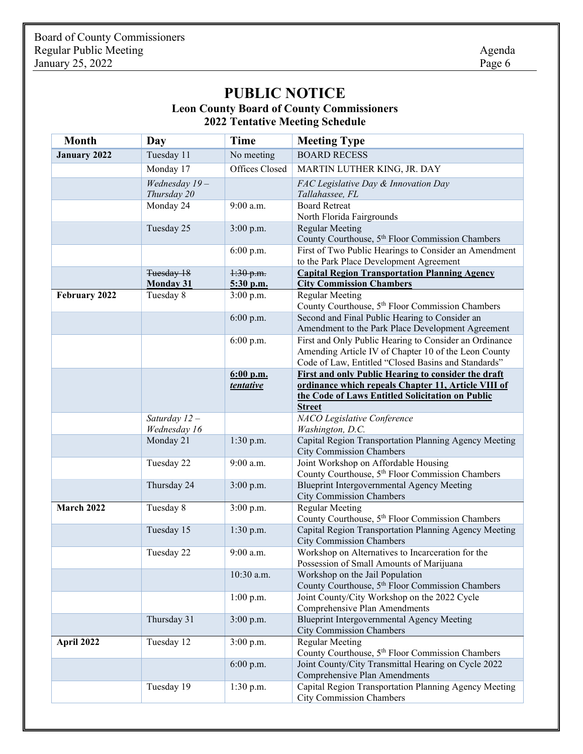# PUBLIC NOTICE

## Leon County Board of County Commissioners
## 2022 Tentative Meeting Schedule

| Month | Day | Time | Meeting Type |
|---|---|---|---|
| **January 2022** | Tuesday 11 | No meeting | BOARD RECESS |
| | Monday 17 | Offices Closed | MARTIN LUTHER KING, JR. DAY |
| | *Wednesday 19 – Thursday 20* | | *FAC Legislative Day & Innovation Day Tallahassee, FL* |
| | Monday 24 | 9:00 a.m. | Board Retreat North Florida Fairgrounds |
| | Tuesday 25 | 3:00 p.m. | Regular Meeting County Courthouse, 5th Floor Commission Chambers |
| | | 6:00 p.m. | First of Two Public Hearings to Consider an Amendment to the Park Place Development Agreement |
| | ~~Tuesday 18~~ **<u>Monday 31</u>** | ~~1:30 p.m.~~ **<u>5:30 p.m.</u>** | **<u>Capital Region Transportation Planning Agency City Commission Chambers</u>** |
| **February 2022** | Tuesday 8 | 3:00 p.m. | Regular Meeting County Courthouse, 5th Floor Commission Chambers |
| | | 6:00 p.m. | Second and Final Public Hearing to Consider an Amendment to the Park Place Development Agreement |
| | | 6:00 p.m. | First and Only Public Hearing to Consider an Ordinance Amending Article IV of Chapter 10 of the Leon County Code of Law, Entitled "Closed Basins and Standards" |
| | | **<u>6:00 p.m. *tentative*</u>** | **<u>First and only Public Hearing to consider the draft ordinance which repeals Chapter 11, Article VIII of the Code of Laws Entitled Solicitation on Public Street</u>** |
| | *Saturday 12 – Wednesday 16* | | *NACO Legislative Conference Washington, D.C.* |
| | Monday 21 | 1:30 p.m. | Capital Region Transportation Planning Agency Meeting City Commission Chambers |
| | Tuesday 22 | 9:00 a.m. | Joint Workshop on Affordable Housing County Courthouse, 5th Floor Commission Chambers |
| | Thursday 24 | 3:00 p.m. | Blueprint Intergovernmental Agency Meeting City Commission Chambers |
| **March 2022** | Tuesday 8 | 3:00 p.m. | Regular Meeting County Courthouse, 5th Floor Commission Chambers |
| | Tuesday 15 | 1:30 p.m. | Capital Region Transportation Planning Agency Meeting City Commission Chambers |
| | Tuesday 22 | 9:00 a.m. | Workshop on Alternatives to Incarceration for the Possession of Small Amounts of Marijuana |
| | | 10:30 a.m. | Workshop on the Jail Population County Courthouse, 5th Floor Commission Chambers |
| | | 1:00 p.m. | Joint County/City Workshop on the 2022 Cycle Comprehensive Plan Amendments |
| | Thursday 31 | 3:00 p.m. | Blueprint Intergovernmental Agency Meeting City Commission Chambers |
| **April 2022** | Tuesday 12 | 3:00 p.m. | Regular Meeting County Courthouse, 5th Floor Commission Chambers |
| | | 6:00 p.m. | Joint County/City Transmittal Hearing on Cycle 2022 Comprehensive Plan Amendments |
| | Tuesday 19 | 1:30 p.m. | Capital Region Transportation Planning Agency Meeting City Commission Chambers |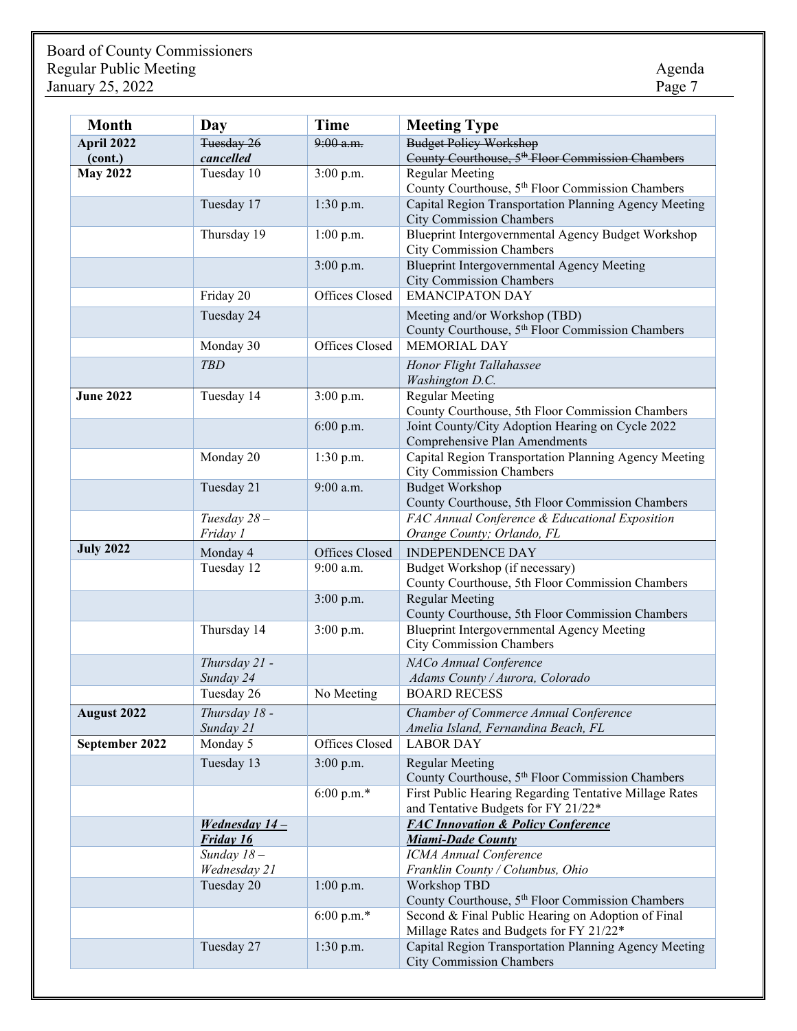| Month | Day | Time | Meeting Type |
|---|---|---|---|
| **April 2022 (cont.)** | ~~Tuesday 26~~ ***cancelled*** | ~~9:00 a.m.~~ | ~~Budget Policy Workshop~~ ~~County Courthouse, 5th Floor Commission Chambers~~ |
| **May 2022** | Tuesday 10 | 3:00 p.m. | Regular Meeting County Courthouse, 5th Floor Commission Chambers |
| | Tuesday 17 | 1:30 p.m. | Capital Region Transportation Planning Agency Meeting City Commission Chambers |
| | Thursday 19 | 1:00 p.m. | Blueprint Intergovernmental Agency Budget Workshop City Commission Chambers |
| | | 3:00 p.m. | Blueprint Intergovernmental Agency Meeting City Commission Chambers |
| | Friday 20 | Offices Closed | EMANCIPATON DAY |
| | Tuesday 24 | | Meeting and/or Workshop (TBD) County Courthouse, 5th Floor Commission Chambers |
| | Monday 30 | Offices Closed | MEMORIAL DAY |
| | *TBD* | | *Honor Flight Tallahassee Washington D.C.* |
| **June 2022** | Tuesday 14 | 3:00 p.m. | Regular Meeting County Courthouse, 5th Floor Commission Chambers |
| | | 6:00 p.m. | Joint County/City Adoption Hearing on Cycle 2022 Comprehensive Plan Amendments |
| | Monday 20 | 1:30 p.m. | Capital Region Transportation Planning Agency Meeting City Commission Chambers |
| | Tuesday 21 | 9:00 a.m. | Budget Workshop County Courthouse, 5th Floor Commission Chambers |
| | *Tuesday 28 – Friday 1* | | *FAC Annual Conference & Educational Exposition Orange County; Orlando, FL* |
| **July 2022** | Monday 4 | Offices Closed | INDEPENDENCE DAY |
| | Tuesday 12 | 9:00 a.m. | Budget Workshop (if necessary) County Courthouse, 5th Floor Commission Chambers |
| | | 3:00 p.m. | Regular Meeting County Courthouse, 5th Floor Commission Chambers |
| | Thursday 14 | 3:00 p.m. | Blueprint Intergovernmental Agency Meeting City Commission Chambers |
| | *Thursday 21 - Sunday 24* | | *NACo Annual Conference Adams County / Aurora, Colorado* |
| | Tuesday 26 | No Meeting | BOARD RECESS |
| **August 2022** | *Thursday 18 - Sunday 21* | | *Chamber of Commerce Annual Conference Amelia Island, Fernandina Beach, FL* |
| **September 2022** | Monday 5 | Offices Closed | LABOR DAY |
| | Tuesday 13 | 3:00 p.m. | Regular Meeting County Courthouse, 5th Floor Commission Chambers |
| | | 6:00 p.m.* | First Public Hearing Regarding Tentative Millage Rates and Tentative Budgets for FY 21/22* |
| | ***<u>Wednesday 14 – Friday 16</u>*** | | ***<u>FAC Innovation & Policy Conference Miami-Dade County</u>*** |
| | *Sunday 18 – Wednesday 21* | | *ICMA Annual Conference Franklin County / Columbus, Ohio* |
| | Tuesday 20 | 1:00 p.m. | Workshop TBD County Courthouse, 5th Floor Commission Chambers |
| | | 6:00 p.m.* | Second & Final Public Hearing on Adoption of Final Millage Rates and Budgets for FY 21/22* |
| | Tuesday 27 | 1:30 p.m. | Capital Region Transportation Planning Agency Meeting City Commission Chambers |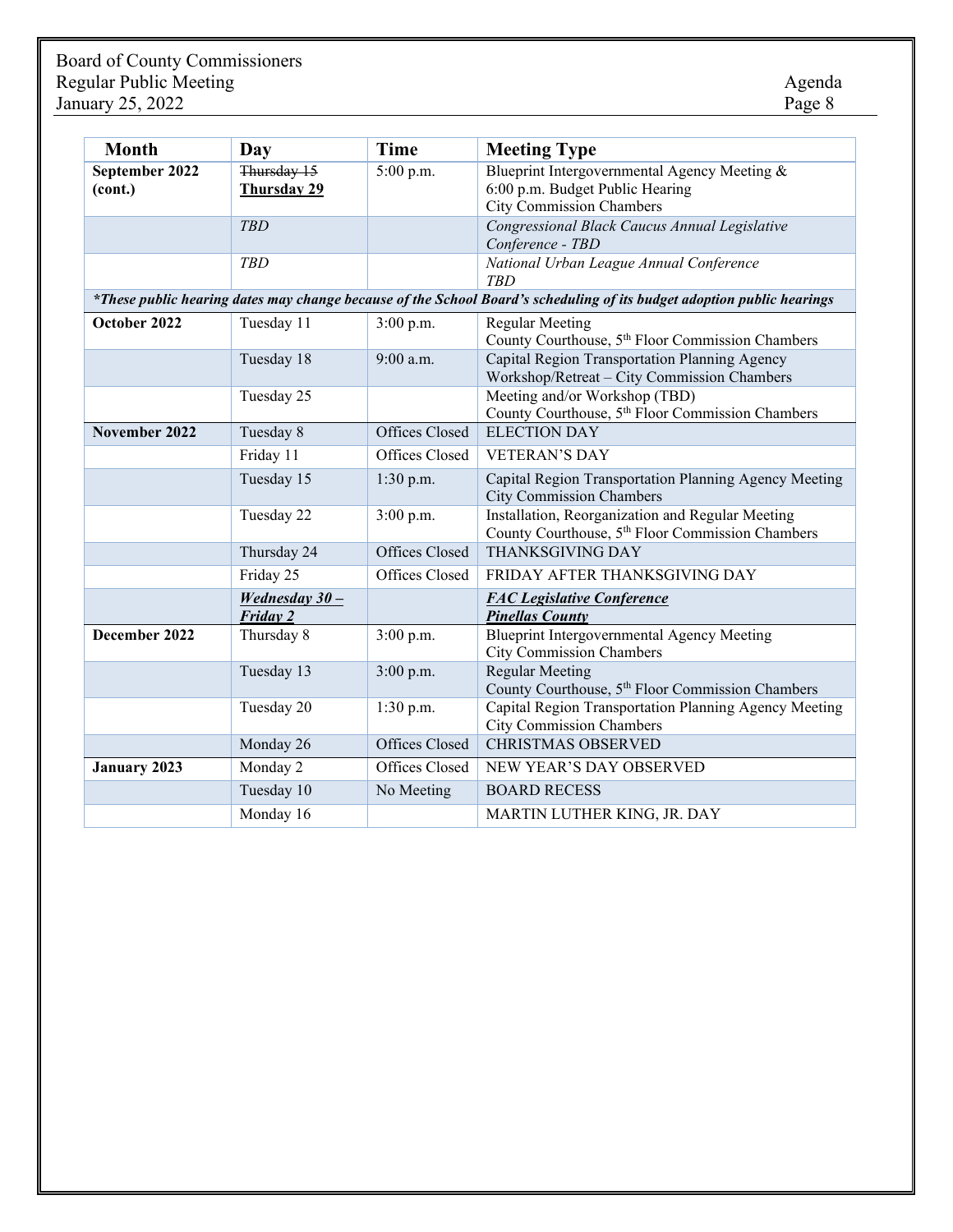| Month | Day | Time | Meeting Type |
|---|---|---|---|
| **September 2022 (cont.)** | ~~Thursday 15~~ **Thursday 29** | 5:00 p.m. | Blueprint Intergovernmental Agency Meeting & 6:00 p.m. Budget Public Hearing City Commission Chambers |
| | *TBD* | | *Congressional Black Caucus Annual Legislative Conference - TBD* |
| | *TBD* | | *National Urban League Annual Conference TBD* |
| ***These public hearing dates may change because of the School Board's scheduling of its budget adoption public hearings** | | | |
| **October 2022** | Tuesday 11 | 3:00 p.m. | Regular Meeting County Courthouse, 5th Floor Commission Chambers |
| | Tuesday 18 | 9:00 a.m. | Capital Region Transportation Planning Agency Workshop/Retreat – City Commission Chambers |
| | Tuesday 25 | | Meeting and/or Workshop (TBD) County Courthouse, 5th Floor Commission Chambers |
| **November 2022** | Tuesday 8 | Offices Closed | ELECTION DAY |
| | Friday 11 | Offices Closed | VETERAN'S DAY |
| | Tuesday 15 | 1:30 p.m. | Capital Region Transportation Planning Agency Meeting City Commission Chambers |
| | Tuesday 22 | 3:00 p.m. | Installation, Reorganization and Regular Meeting County Courthouse, 5th Floor Commission Chambers |
| | Thursday 24 | Offices Closed | THANKSGIVING DAY |
| | Friday 25 | Offices Closed | FRIDAY AFTER THANKSGIVING DAY |
| | ***Wednesday 30 – Friday 2*** | | ***FAC Legislative Conference Pinellas County*** |
| **December 2022** | Thursday 8 | 3:00 p.m. | Blueprint Intergovernmental Agency Meeting City Commission Chambers |
| | Tuesday 13 | 3:00 p.m. | Regular Meeting County Courthouse, 5th Floor Commission Chambers |
| | Tuesday 20 | 1:30 p.m. | Capital Region Transportation Planning Agency Meeting City Commission Chambers |
| | Monday 26 | Offices Closed | CHRISTMAS OBSERVED |
| **January 2023** | Monday 2 | Offices Closed | NEW YEAR'S DAY OBSERVED |
| | Tuesday 10 | No Meeting | BOARD RECESS |
| | Monday 16 | | MARTIN LUTHER KING, JR. DAY |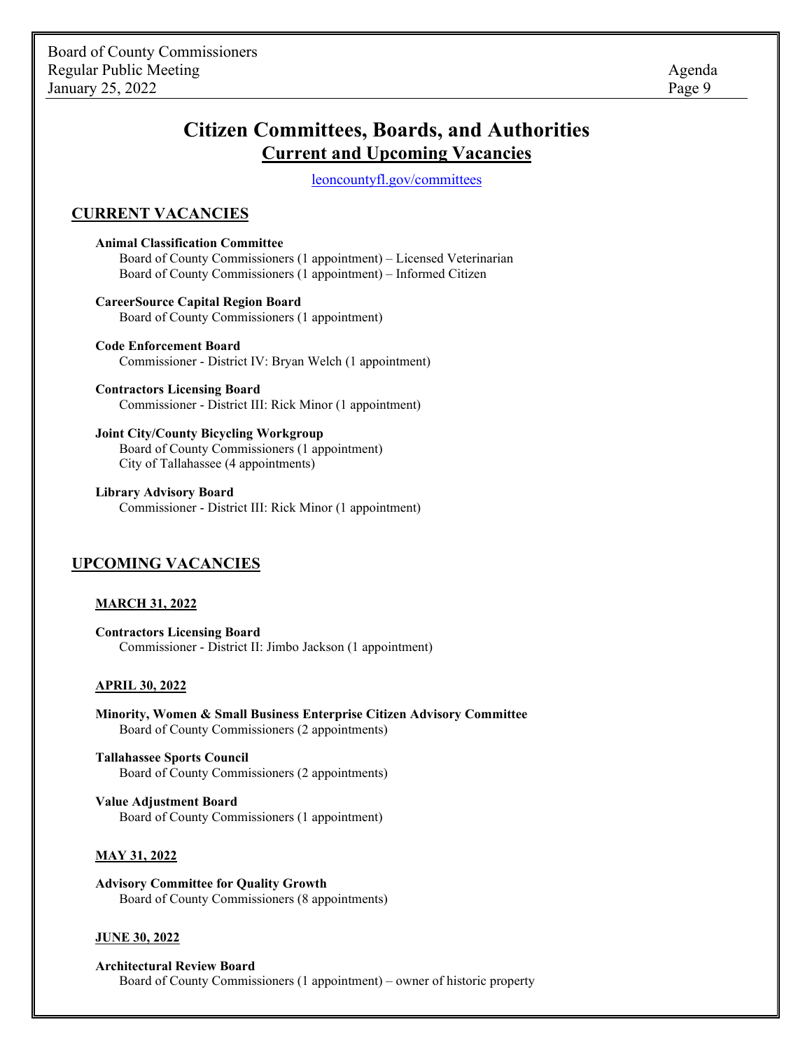# Citizen Committees, Boards, and Authorities

## Current and Upcoming Vacancies

leoncountyfl.gov/committees

## CURRENT VACANCIES

**Animal Classification Committee**
Board of County Commissioners (1 appointment) – Licensed Veterinarian
Board of County Commissioners (1 appointment) – Informed Citizen

**CareerSource Capital Region Board**
Board of County Commissioners (1 appointment)

**Code Enforcement Board**
Commissioner - District IV: Bryan Welch (1 appointment)

**Contractors Licensing Board**
Commissioner - District III: Rick Minor (1 appointment)

**Joint City/County Bicycling Workgroup**
Board of County Commissioners (1 appointment)
City of Tallahassee (4 appointments)

**Library Advisory Board**
Commissioner - District III: Rick Minor (1 appointment)

## UPCOMING VACANCIES

### MARCH 31, 2022

**Contractors Licensing Board**
Commissioner - District II: Jimbo Jackson (1 appointment)

### APRIL 30, 2022

**Minority, Women & Small Business Enterprise Citizen Advisory Committee**
Board of County Commissioners (2 appointments)

**Tallahassee Sports Council**
Board of County Commissioners (2 appointments)

**Value Adjustment Board**
Board of County Commissioners (1 appointment)

### MAY 31, 2022

**Advisory Committee for Quality Growth**
Board of County Commissioners (8 appointments)

### JUNE 30, 2022

**Architectural Review Board**
Board of County Commissioners (1 appointment) – owner of historic property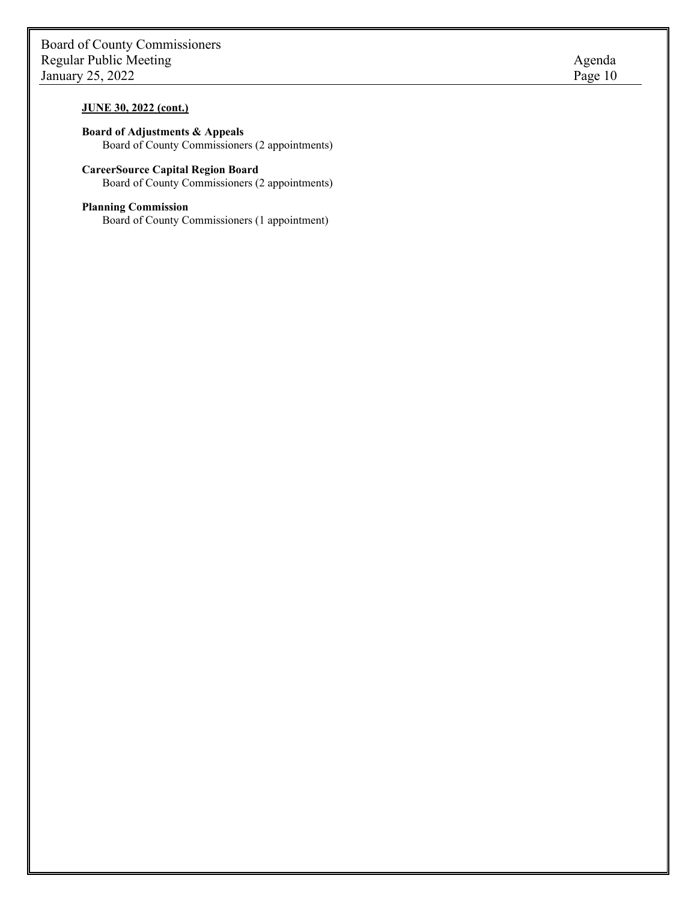**<u>JUNE 30, 2022 (cont.)</u>**

**Board of Adjustments & Appeals**
Board of County Commissioners (2 appointments)

**CareerSource Capital Region Board**
Board of County Commissioners (2 appointments)

**Planning Commission**
Board of County Commissioners (1 appointment)